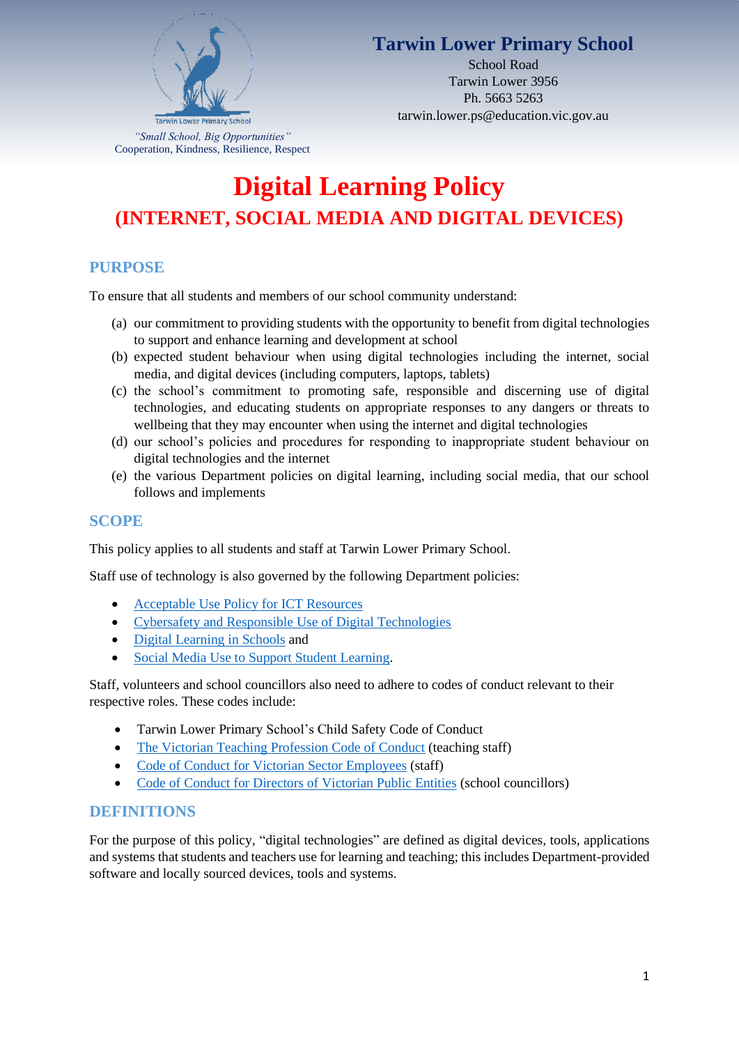**Tarwin Lower Primary School**

School Road
Tarwin Lower 3956
Ph. 5663 5263
tarwin.lower.ps@education.vic.gov.au

*"Small School, Big Opportunities"*
Cooperation, Kindness, Resilience, Respect

# Digital Learning Policy

## (INTERNET, SOCIAL MEDIA AND DIGITAL DEVICES)

## PURPOSE

To ensure that all students and members of our school community understand:

(a) our commitment to providing students with the opportunity to benefit from digital technologies to support and enhance learning and development at school
(b) expected student behaviour when using digital technologies including the internet, social media, and digital devices (including computers, laptops, tablets)
(c) the school's commitment to promoting safe, responsible and discerning use of digital technologies, and educating students on appropriate responses to any dangers or threats to wellbeing that they may encounter when using the internet and digital technologies
(d) our school's policies and procedures for responding to inappropriate student behaviour on digital technologies and the internet
(e) the various Department policies on digital learning, including social media, that our school follows and implements

## SCOPE

This policy applies to all students and staff at Tarwin Lower Primary School.

Staff use of technology is also governed by the following Department policies:

- Acceptable Use Policy for ICT Resources
- Cybersafety and Responsible Use of Digital Technologies
- Digital Learning in Schools and
- Social Media Use to Support Student Learning.

Staff, volunteers and school councillors also need to adhere to codes of conduct relevant to their respective roles. These codes include:

- Tarwin Lower Primary School's Child Safety Code of Conduct
- The Victorian Teaching Profession Code of Conduct (teaching staff)
- Code of Conduct for Victorian Sector Employees (staff)
- Code of Conduct for Directors of Victorian Public Entities (school councillors)

## DEFINITIONS

For the purpose of this policy, "digital technologies" are defined as digital devices, tools, applications and systems that students and teachers use for learning and teaching; this includes Department-provided software and locally sourced devices, tools and systems.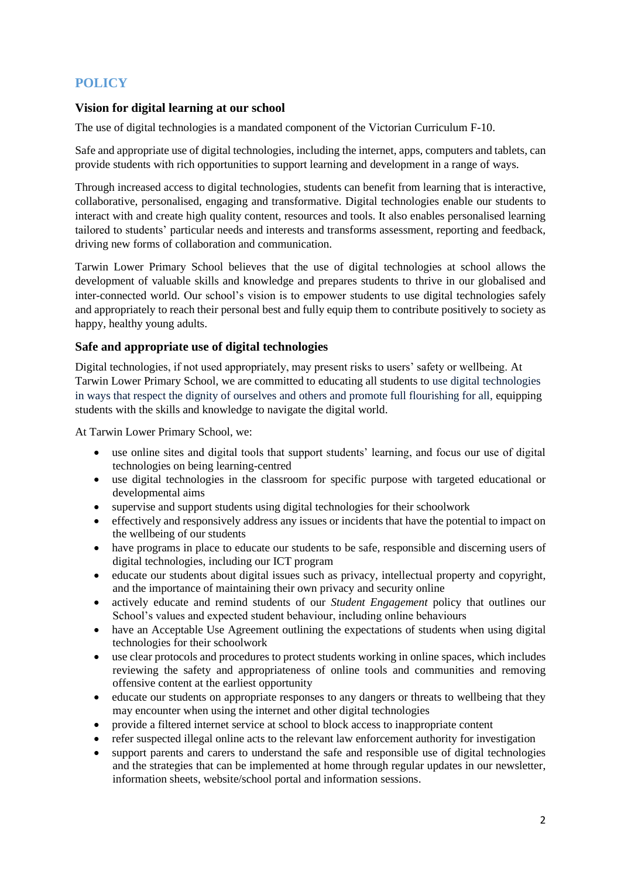# POLICY

## Vision for digital learning at our school

The use of digital technologies is a mandated component of the Victorian Curriculum F-10.

Safe and appropriate use of digital technologies, including the internet, apps, computers and tablets, can provide students with rich opportunities to support learning and development in a range of ways.

Through increased access to digital technologies, students can benefit from learning that is interactive, collaborative, personalised, engaging and transformative. Digital technologies enable our students to interact with and create high quality content, resources and tools. It also enables personalised learning tailored to students' particular needs and interests and transforms assessment, reporting and feedback, driving new forms of collaboration and communication.

Tarwin Lower Primary School believes that the use of digital technologies at school allows the development of valuable skills and knowledge and prepares students to thrive in our globalised and inter-connected world. Our school's vision is to empower students to use digital technologies safely and appropriately to reach their personal best and fully equip them to contribute positively to society as happy, healthy young adults.

## Safe and appropriate use of digital technologies

Digital technologies, if not used appropriately, may present risks to users' safety or wellbeing. At Tarwin Lower Primary School, we are committed to educating all students to use digital technologies in ways that respect the dignity of ourselves and others and promote full flourishing for all, equipping students with the skills and knowledge to navigate the digital world.

At Tarwin Lower Primary School, we:

- use online sites and digital tools that support students' learning, and focus our use of digital technologies on being learning-centred
- use digital technologies in the classroom for specific purpose with targeted educational or developmental aims
- supervise and support students using digital technologies for their schoolwork
- effectively and responsively address any issues or incidents that have the potential to impact on the wellbeing of our students
- have programs in place to educate our students to be safe, responsible and discerning users of digital technologies, including our ICT program
- educate our students about digital issues such as privacy, intellectual property and copyright, and the importance of maintaining their own privacy and security online
- actively educate and remind students of our *Student Engagement* policy that outlines our School's values and expected student behaviour, including online behaviours
- have an Acceptable Use Agreement outlining the expectations of students when using digital technologies for their schoolwork
- use clear protocols and procedures to protect students working in online spaces, which includes reviewing the safety and appropriateness of online tools and communities and removing offensive content at the earliest opportunity
- educate our students on appropriate responses to any dangers or threats to wellbeing that they may encounter when using the internet and other digital technologies
- provide a filtered internet service at school to block access to inappropriate content
- refer suspected illegal online acts to the relevant law enforcement authority for investigation
- support parents and carers to understand the safe and responsible use of digital technologies and the strategies that can be implemented at home through regular updates in our newsletter, information sheets, website/school portal and information sessions.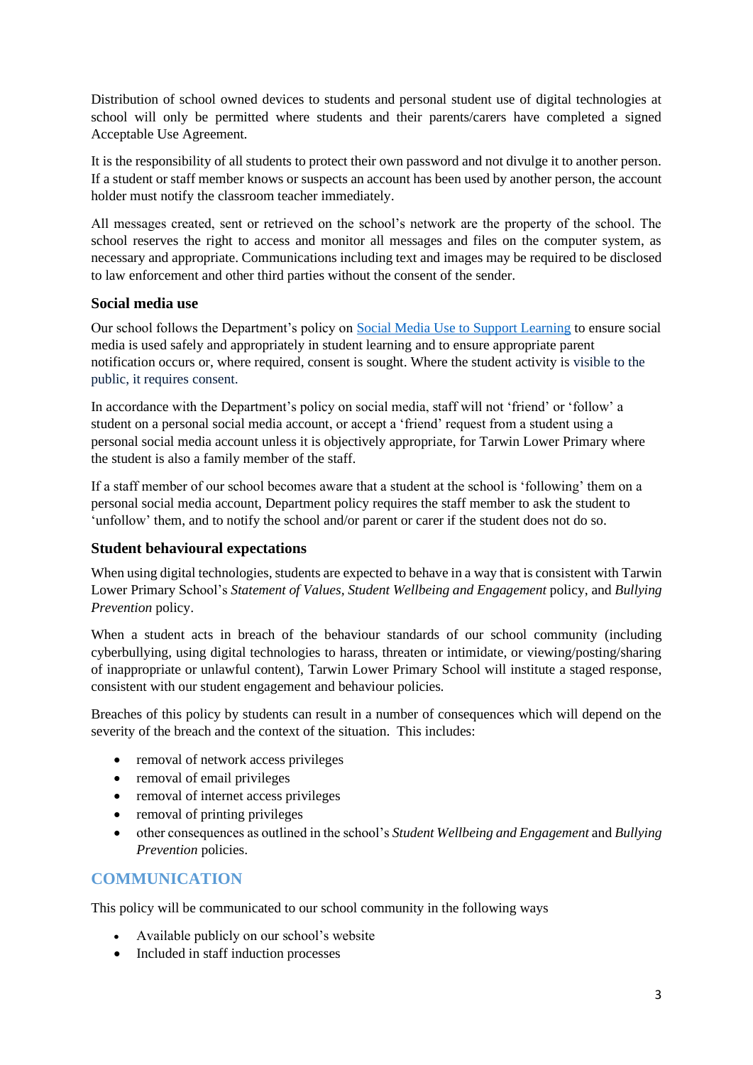Distribution of school owned devices to students and personal student use of digital technologies at school will only be permitted where students and their parents/carers have completed a signed Acceptable Use Agreement.

It is the responsibility of all students to protect their own password and not divulge it to another person. If a student or staff member knows or suspects an account has been used by another person, the account holder must notify the classroom teacher immediately.

All messages created, sent or retrieved on the school's network are the property of the school. The school reserves the right to access and monitor all messages and files on the computer system, as necessary and appropriate. Communications including text and images may be required to be disclosed to law enforcement and other third parties without the consent of the sender.

### Social media use

Our school follows the Department's policy on [Social Media Use to Support Learning] to ensure social media is used safely and appropriately in student learning and to ensure appropriate parent notification occurs or, where required, consent is sought. Where the student activity is visible to the public, it requires consent.

In accordance with the Department's policy on social media, staff will not 'friend' or 'follow' a student on a personal social media account, or accept a 'friend' request from a student using a personal social media account unless it is objectively appropriate, for Tarwin Lower Primary where the student is also a family member of the staff.

If a staff member of our school becomes aware that a student at the school is 'following' them on a personal social media account, Department policy requires the staff member to ask the student to 'unfollow' them, and to notify the school and/or parent or carer if the student does not do so.

### Student behavioural expectations

When using digital technologies, students are expected to behave in a way that is consistent with Tarwin Lower Primary School's *Statement of Values*, *Student Wellbeing and Engagement* policy, and *Bullying Prevention* policy.

When a student acts in breach of the behaviour standards of our school community (including cyberbullying, using digital technologies to harass, threaten or intimidate, or viewing/posting/sharing of inappropriate or unlawful content), Tarwin Lower Primary School will institute a staged response, consistent with our student engagement and behaviour policies.

Breaches of this policy by students can result in a number of consequences which will depend on the severity of the breach and the context of the situation. This includes:

- removal of network access privileges
- removal of email privileges
- removal of internet access privileges
- removal of printing privileges
- other consequences as outlined in the school's *Student Wellbeing and Engagement* and *Bullying Prevention* policies.

## COMMUNICATION

This policy will be communicated to our school community in the following ways

- Available publicly on our school's website
- Included in staff induction processes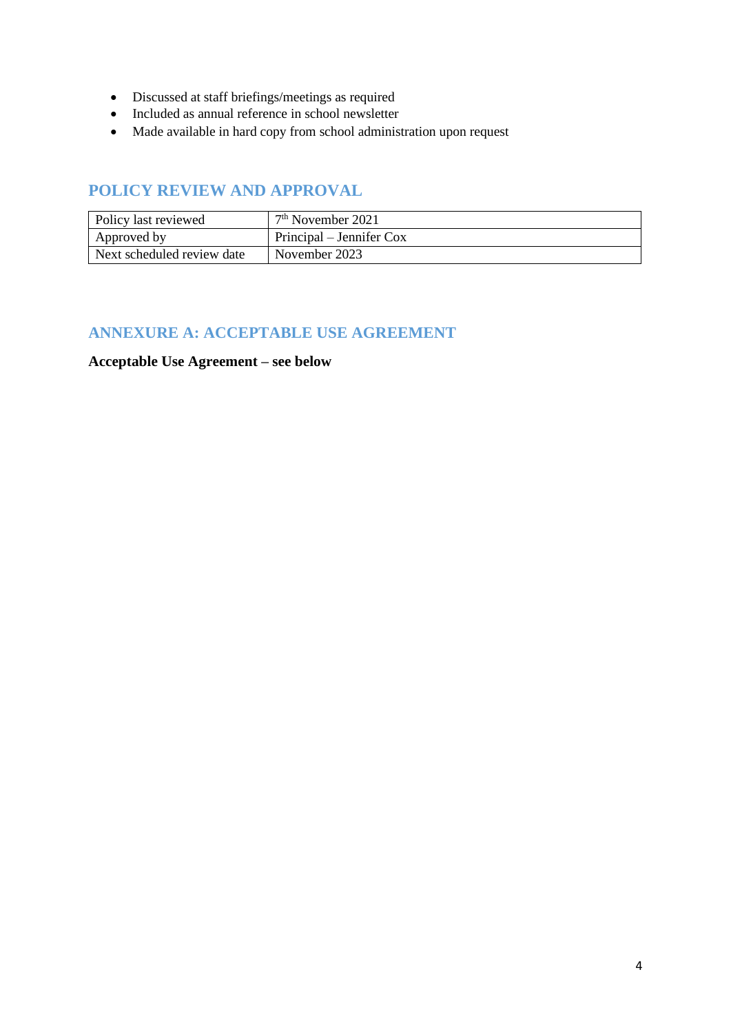- Discussed at staff briefings/meetings as required
- Included as annual reference in school newsletter
- Made available in hard copy from school administration upon request

## POLICY REVIEW AND APPROVAL

| Policy last reviewed | 7th November 2021 |
|---|---|
| Approved by | Principal – Jennifer Cox |
| Next scheduled review date | November 2023 |

## ANNEXURE A: ACCEPTABLE USE AGREEMENT

**Acceptable Use Agreement – see below**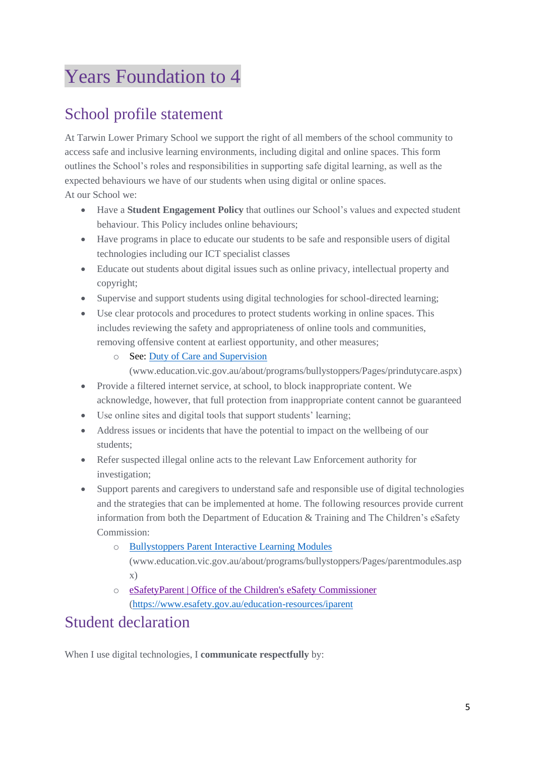# Years Foundation to 4

## School profile statement

At Tarwin Lower Primary School we support the right of all members of the school community to access safe and inclusive learning environments, including digital and online spaces. This form outlines the School's roles and responsibilities in supporting safe digital learning, as well as the expected behaviours we have of our students when using digital or online spaces.

At our School we:

- Have a **Student Engagement Policy** that outlines our School's values and expected student behaviour. This Policy includes online behaviours;
- Have programs in place to educate our students to be safe and responsible users of digital technologies including our ICT specialist classes
- Educate out students about digital issues such as online privacy, intellectual property and copyright;
- Supervise and support students using digital technologies for school-directed learning;
- Use clear protocols and procedures to protect students working in online spaces. This includes reviewing the safety and appropriateness of online tools and communities, removing offensive content at earliest opportunity, and other measures;
  - See: [Duty of Care and Supervision](www.education.vic.gov.au/about/programs/bullystoppers/Pages/prindutycare.aspx) (www.education.vic.gov.au/about/programs/bullystoppers/Pages/prindutycare.aspx)
- Provide a filtered internet service, at school, to block inappropriate content. We acknowledge, however, that full protection from inappropriate content cannot be guaranteed
- Use online sites and digital tools that support students' learning;
- Address issues or incidents that have the potential to impact on the wellbeing of our students;
- Refer suspected illegal online acts to the relevant Law Enforcement authority for investigation;
- Support parents and caregivers to understand safe and responsible use of digital technologies and the strategies that can be implemented at home. The following resources provide current information from both the Department of Education & Training and The Children's eSafety Commission:
  - [Bullystoppers Parent Interactive Learning Modules](www.education.vic.gov.au/about/programs/bullystoppers/Pages/parentmodules.aspx) (www.education.vic.gov.au/about/programs/bullystoppers/Pages/parentmodules.aspx)
  - [eSafetyParent | Office of the Children's eSafety Commissioner](https://www.esafety.gov.au/education-resources/iparent) (https://www.esafety.gov.au/education-resources/iparent)

## Student declaration

When I use digital technologies, I **communicate respectfully** by: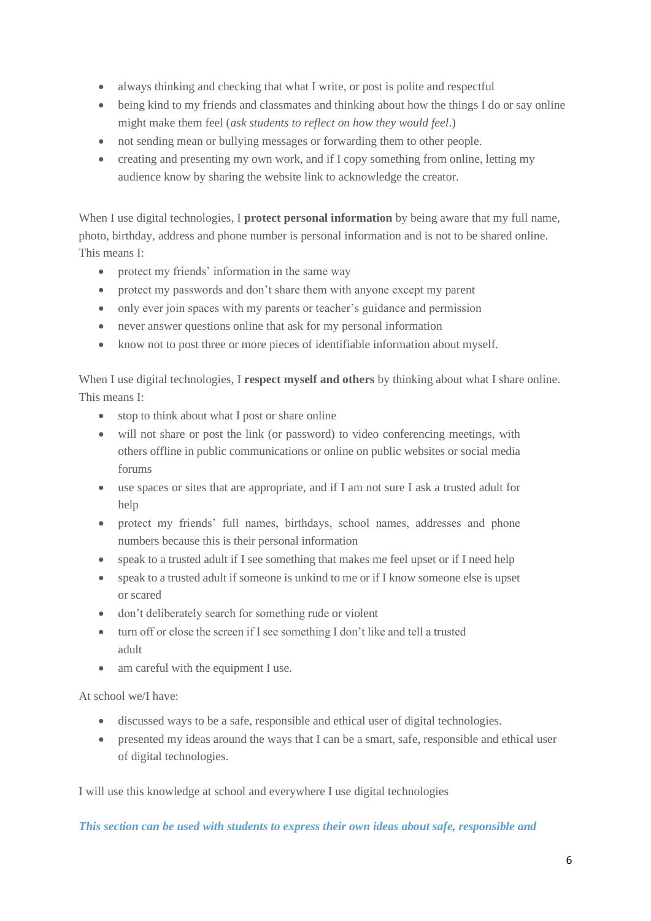- always thinking and checking that what I write, or post is polite and respectful
- being kind to my friends and classmates and thinking about how the things I do or say online might make them feel (*ask students to reflect on how they would feel*.)
- not sending mean or bullying messages or forwarding them to other people.
- creating and presenting my own work, and if I copy something from online, letting my audience know by sharing the website link to acknowledge the creator.

When I use digital technologies, I **protect personal information** by being aware that my full name, photo, birthday, address and phone number is personal information and is not to be shared online. This means I:

- protect my friends' information in the same way
- protect my passwords and don't share them with anyone except my parent
- only ever join spaces with my parents or teacher's guidance and permission
- never answer questions online that ask for my personal information
- know not to post three or more pieces of identifiable information about myself.

When I use digital technologies, I **respect myself and others** by thinking about what I share online. This means I:

- stop to think about what I post or share online
- will not share or post the link (or password) to video conferencing meetings, with others offline in public communications or online on public websites or social media forums
- use spaces or sites that are appropriate, and if I am not sure I ask a trusted adult for help
- protect my friends' full names, birthdays, school names, addresses and phone numbers because this is their personal information
- speak to a trusted adult if I see something that makes me feel upset or if I need help
- speak to a trusted adult if someone is unkind to me or if I know someone else is upset or scared
- don't deliberately search for something rude or violent
- turn off or close the screen if I see something I don't like and tell a trusted adult
- am careful with the equipment I use.

At school we/I have:

- discussed ways to be a safe, responsible and ethical user of digital technologies.
- presented my ideas around the ways that I can be a smart, safe, responsible and ethical user of digital technologies.

I will use this knowledge at school and everywhere I use digital technologies

***This section can be used with students to express their own ideas about safe, responsible and***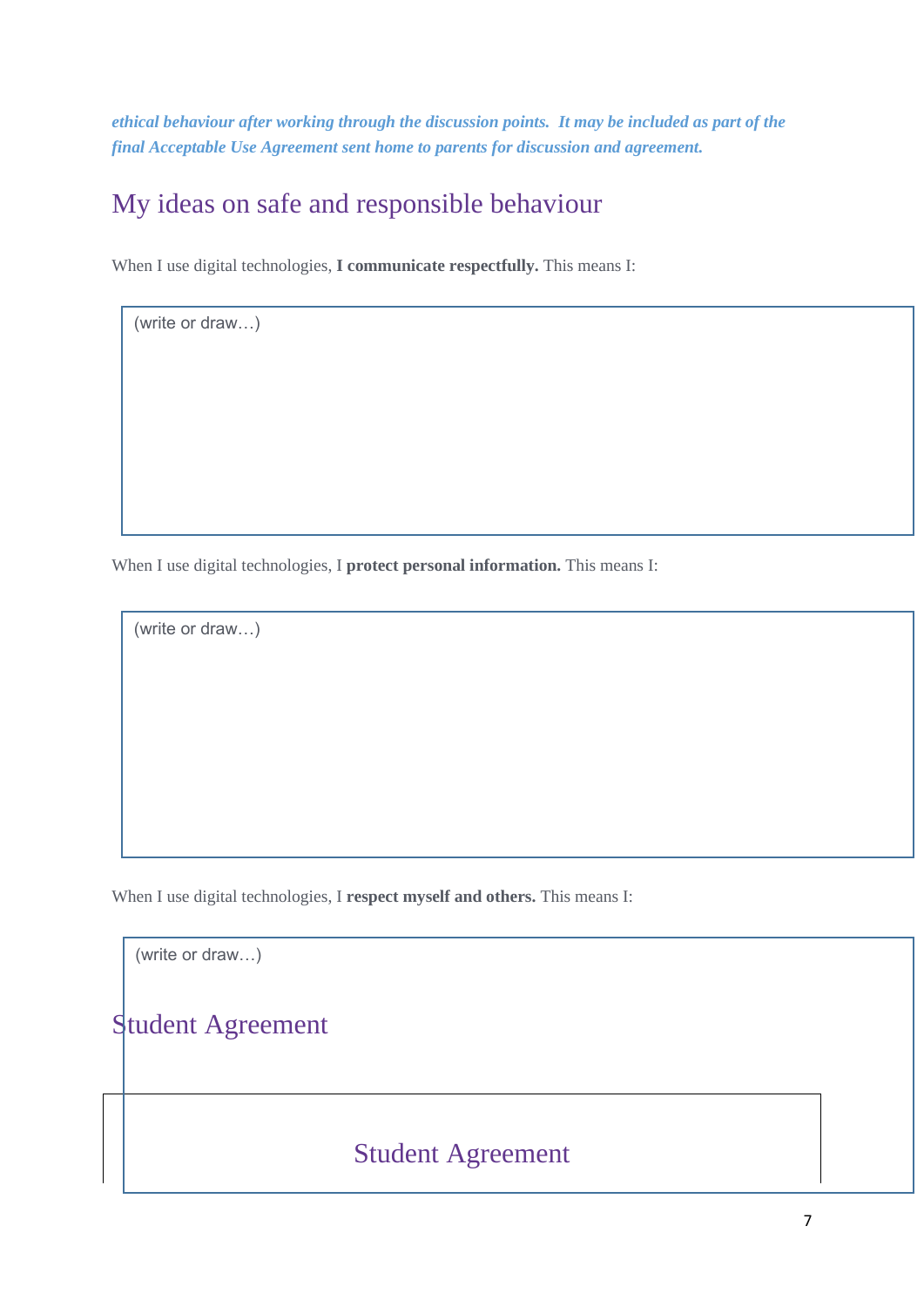***ethical behaviour after working through the discussion points. It may be included as part of the final Acceptable Use Agreement sent home to parents for discussion and agreement.***

## My ideas on safe and responsible behaviour

When I use digital technologies, **I communicate respectfully.** This means I:

(write or draw…)

When I use digital technologies, I **protect personal information.** This means I:

(write or draw…)

When I use digital technologies, I **respect myself and others.** This means I:

(write or draw…)

## Student Agreement

## Student Agreement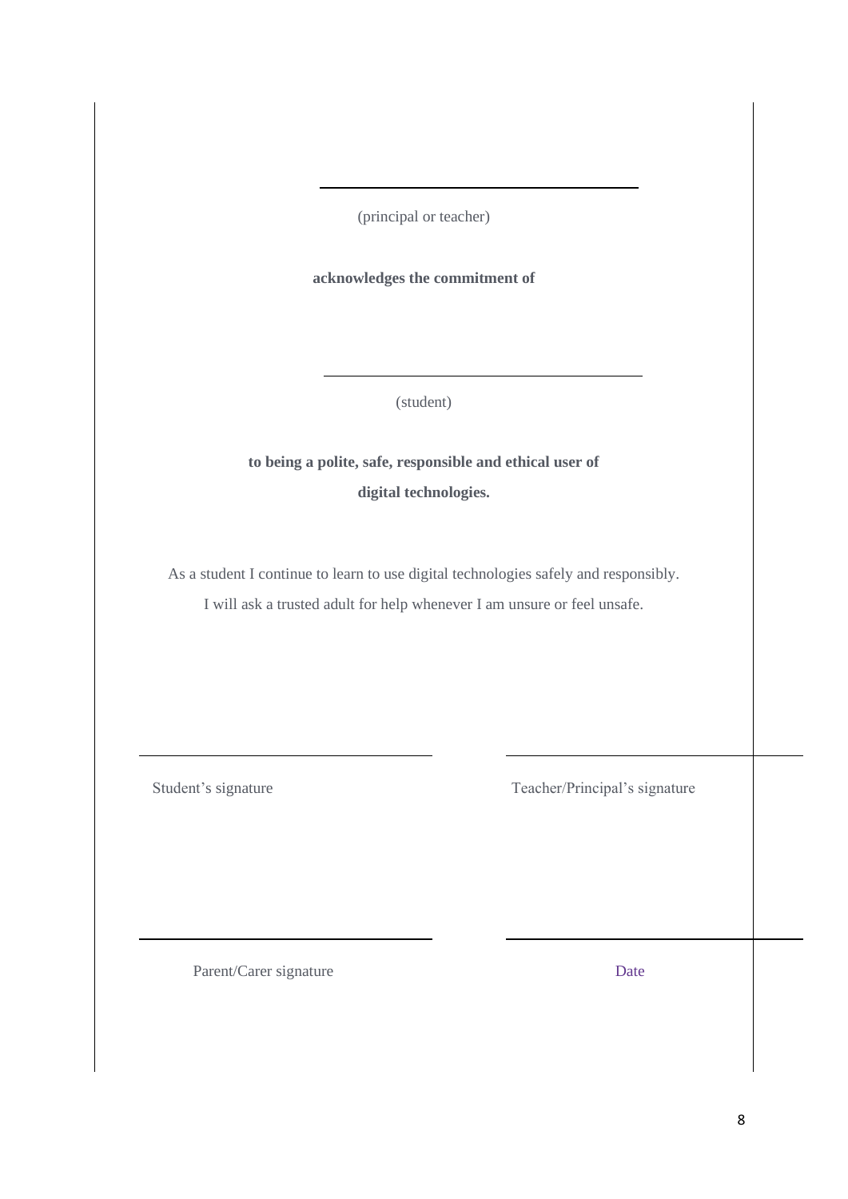\_\_\_\_\_\_\_\_\_\_\_\_\_\_\_\_\_\_\_\_\_\_\_\_\_\_\_\_\_\_\_\_\_\_\_\_

(principal or teacher)

**acknowledges the commitment of**

\_\_\_\_\_\_\_\_\_\_\_\_\_\_\_\_\_\_\_\_\_\_\_\_\_\_\_\_\_\_\_\_\_\_\_\_

(student)

**to being a polite, safe, responsible and ethical user of digital technologies.**

As a student I continue to learn to use digital technologies safely and responsibly.
I will ask a trusted adult for help whenever I am unsure or feel unsafe.

| \_\_\_\_\_\_\_\_\_\_\_\_\_\_\_\_\_\_\_\_\_\_\_\_\_\_\_\_ | \_\_\_\_\_\_\_\_\_\_\_\_\_\_\_\_\_\_\_\_\_\_\_\_\_\_\_\_ |
|---|---|
| Student's signature | Teacher/Principal's signature |
| \_\_\_\_\_\_\_\_\_\_\_\_\_\_\_\_\_\_\_\_\_\_\_\_\_\_\_\_ | \_\_\_\_\_\_\_\_\_\_\_\_\_\_\_\_\_\_\_\_\_\_\_\_\_\_\_\_ |
| Parent/Carer signature | Date |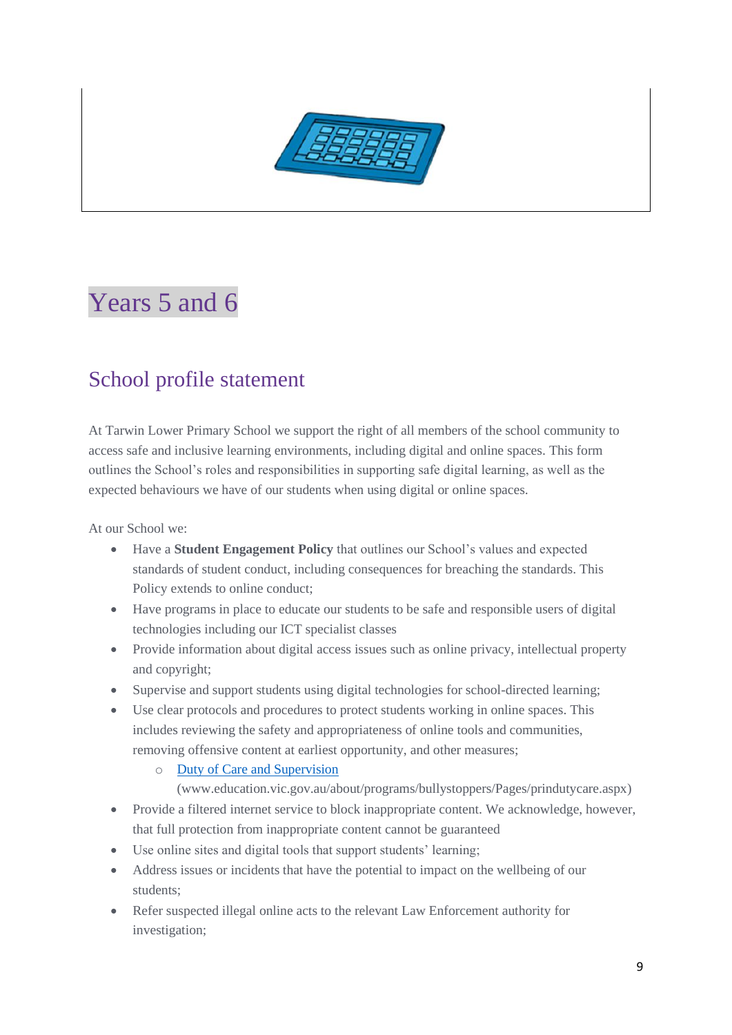# Years 5 and 6

## School profile statement

At Tarwin Lower Primary School we support the right of all members of the school community to access safe and inclusive learning environments, including digital and online spaces. This form outlines the School's roles and responsibilities in supporting safe digital learning, as well as the expected behaviours we have of our students when using digital or online spaces.

At our School we:

- Have a **Student Engagement Policy** that outlines our School's values and expected standards of student conduct, including consequences for breaching the standards. This Policy extends to online conduct;
- Have programs in place to educate our students to be safe and responsible users of digital technologies including our ICT specialist classes
- Provide information about digital access issues such as online privacy, intellectual property and copyright;
- Supervise and support students using digital technologies for school-directed learning;
- Use clear protocols and procedures to protect students working in online spaces. This includes reviewing the safety and appropriateness of online tools and communities, removing offensive content at earliest opportunity, and other measures;
    - [Duty of Care and Supervision](www.education.vic.gov.au/about/programs/bullystoppers/Pages/prindutycare.aspx) (www.education.vic.gov.au/about/programs/bullystoppers/Pages/prindutycare.aspx)
- Provide a filtered internet service to block inappropriate content. We acknowledge, however, that full protection from inappropriate content cannot be guaranteed
- Use online sites and digital tools that support students' learning;
- Address issues or incidents that have the potential to impact on the wellbeing of our students;
- Refer suspected illegal online acts to the relevant Law Enforcement authority for investigation;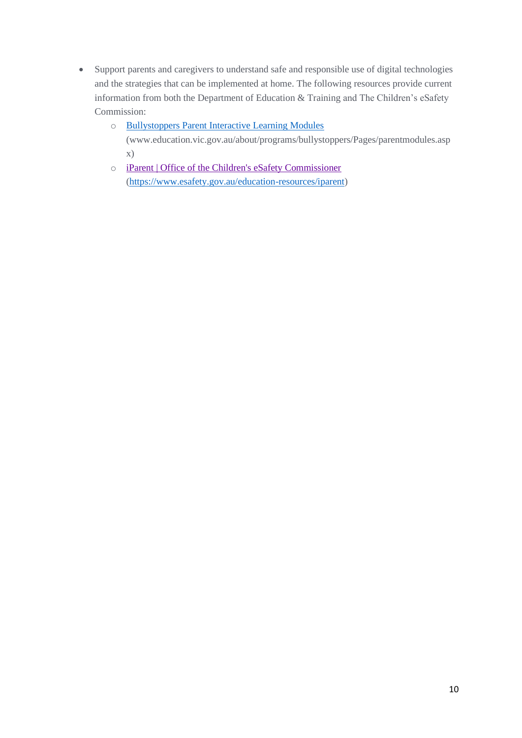- Support parents and caregivers to understand safe and responsible use of digital technologies and the strategies that can be implemented at home. The following resources provide current information from both the Department of Education & Training and The Children's eSafety Commission:
  - [Bullystoppers Parent Interactive Learning Modules](www.education.vic.gov.au/about/programs/bullystoppers/Pages/parentmodules.aspx) (www.education.vic.gov.au/about/programs/bullystoppers/Pages/parentmodules.aspx)
  - [iParent | Office of the Children's eSafety Commissioner](https://www.esafety.gov.au/education-resources/iparent) (https://www.esafety.gov.au/education-resources/iparent)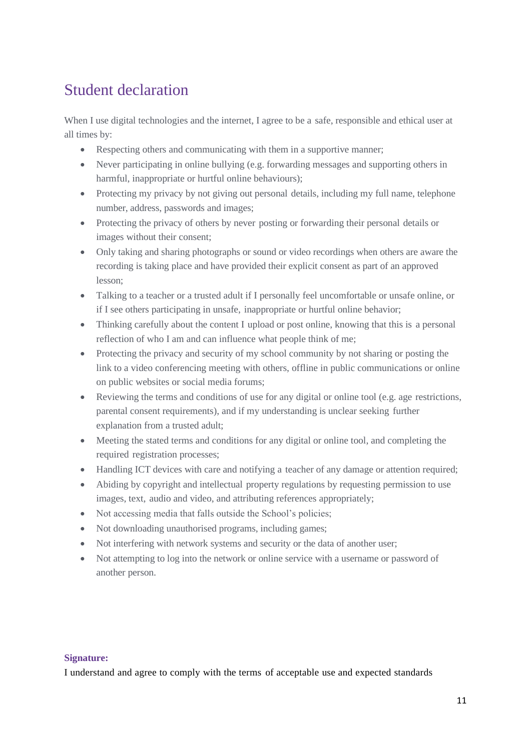## Student declaration

When I use digital technologies and the internet, I agree to be a safe, responsible and ethical user at all times by:

- Respecting others and communicating with them in a supportive manner;
- Never participating in online bullying (e.g. forwarding messages and supporting others in harmful, inappropriate or hurtful online behaviours);
- Protecting my privacy by not giving out personal details, including my full name, telephone number, address, passwords and images;
- Protecting the privacy of others by never posting or forwarding their personal details or images without their consent;
- Only taking and sharing photographs or sound or video recordings when others are aware the recording is taking place and have provided their explicit consent as part of an approved lesson;
- Talking to a teacher or a trusted adult if I personally feel uncomfortable or unsafe online, or if I see others participating in unsafe, inappropriate or hurtful online behavior;
- Thinking carefully about the content I upload or post online, knowing that this is a personal reflection of who I am and can influence what people think of me;
- Protecting the privacy and security of my school community by not sharing or posting the link to a video conferencing meeting with others, offline in public communications or online on public websites or social media forums;
- Reviewing the terms and conditions of use for any digital or online tool (e.g. age restrictions, parental consent requirements), and if my understanding is unclear seeking further explanation from a trusted adult;
- Meeting the stated terms and conditions for any digital or online tool, and completing the required registration processes;
- Handling ICT devices with care and notifying a teacher of any damage or attention required;
- Abiding by copyright and intellectual property regulations by requesting permission to use images, text, audio and video, and attributing references appropriately;
- Not accessing media that falls outside the School's policies;
- Not downloading unauthorised programs, including games;
- Not interfering with network systems and security or the data of another user;
- Not attempting to log into the network or online service with a username or password of another person.

**Signature:**

I understand and agree to comply with the terms of acceptable use and expected standards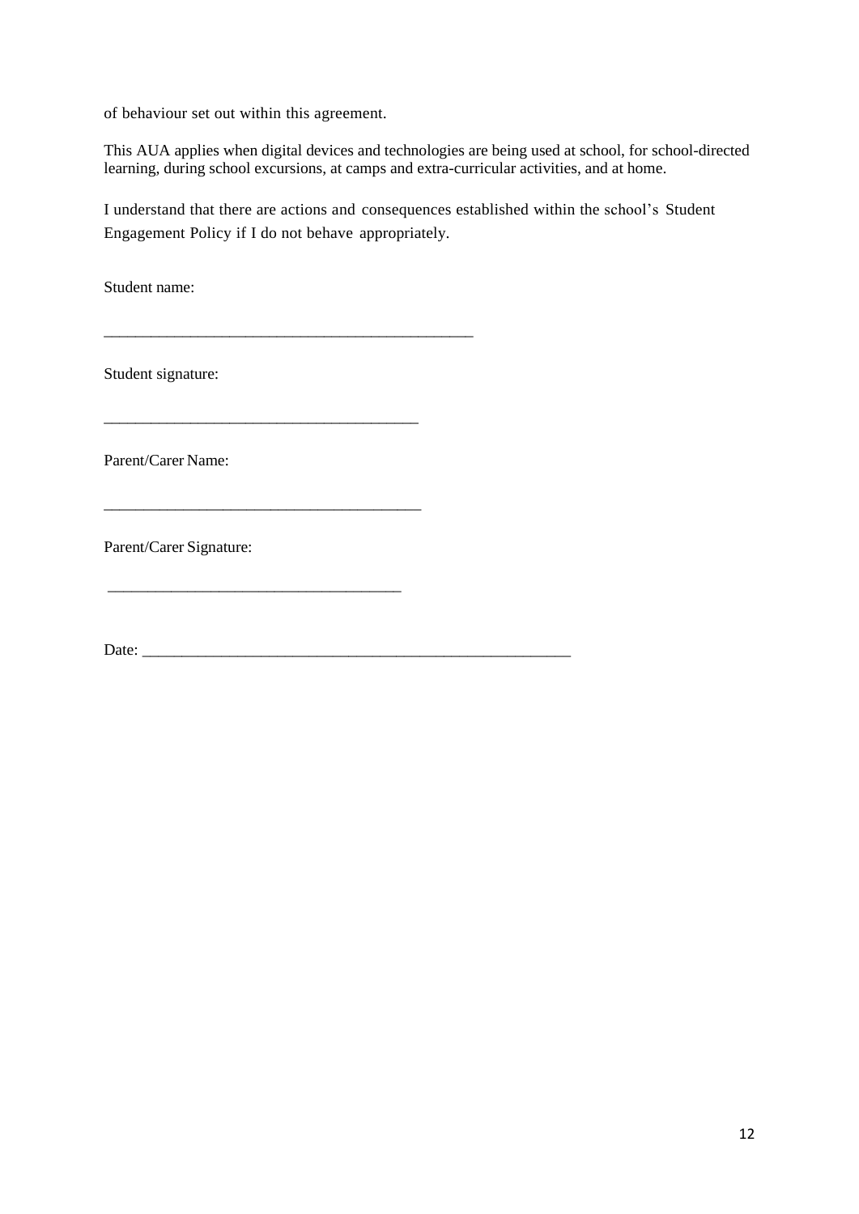of behaviour set out within this agreement.

This AUA applies when digital devices and technologies are being used at school, for school-directed learning, during school excursions, at camps and extra-curricular activities, and at home.

I understand that there are actions and consequences established within the school's Student Engagement Policy if I do not behave appropriately.

Student name:

_______________________________________________

Student signature:

________________________________________

Parent/Carer Name:

________________________________________

Parent/Carer Signature:

_____________________________________

Date: _______________________________________________________